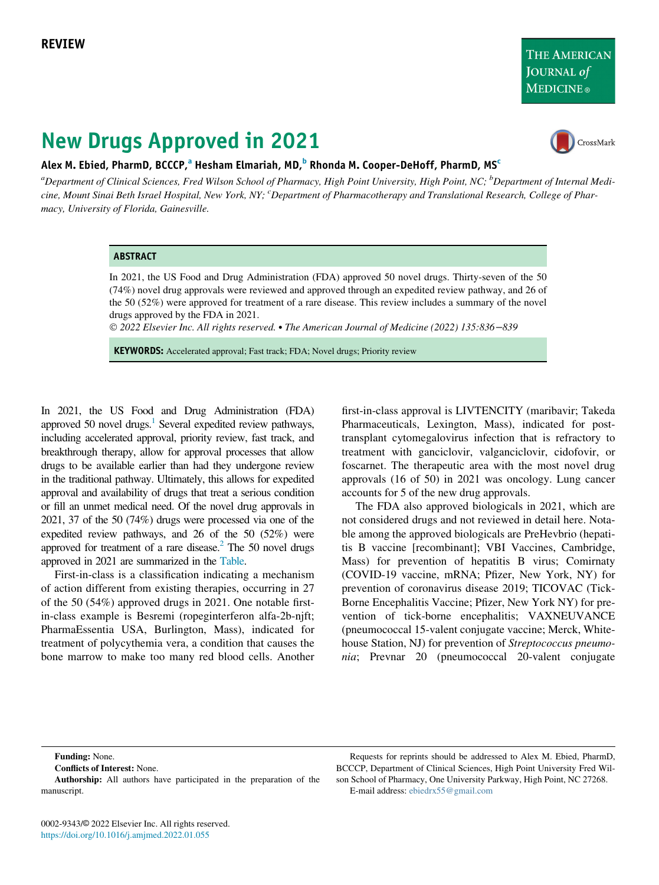REVIEW

# New Drugs Approved in 2021

**Alex M. Ebied, PharmD, BCCCP,[a] Hesham Elmariah, MD,[b] Rhonda M. Cooper-DeHoff, PharmD, MS[c]**

[a]*Department of Clinical Sciences, Fred Wilson School of Pharmacy, High Point University, High Point, NC;* [b]*Department of Internal Medicine, Mount Sinai Beth Israel Hospital, New York, NY;* [c]*Department of Pharmacotherapy and Translational Research, College of Pharmacy, University of Florida, Gainesville.*

## ABSTRACT

In 2021, the US Food and Drug Administration (FDA) approved 50 novel drugs. Thirty-seven of the 50 (74%) novel drug approvals were reviewed and approved through an expedited review pathway, and 26 of the 50 (52%) were approved for treatment of a rare disease. This review includes a summary of the novel drugs approved by the FDA in 2021.

*© 2022 Elsevier Inc. All rights reserved. • The American Journal of Medicine (2022) 135:836−839*

**KEYWORDS:** Accelerated approval; Fast track; FDA; Novel drugs; Priority review

In 2021, the US Food and Drug Administration (FDA) approved 50 novel drugs.[1] Several expedited review pathways, including accelerated approval, priority review, fast track, and breakthrough therapy, allow for approval processes that allow drugs to be available earlier than had they undergone review in the traditional pathway. Ultimately, this allows for expedited approval and availability of drugs that treat a serious condition or fill an unmet medical need. Of the novel drug approvals in 2021, 37 of the 50 (74%) drugs were processed via one of the expedited review pathways, and 26 of the 50 (52%) were approved for treatment of a rare disease.[2] The 50 novel drugs approved in 2021 are summarized in the Table.

First-in-class is a classification indicating a mechanism of action different from existing therapies, occurring in 27 of the 50 (54%) approved drugs in 2021. One notable first-in-class example is Besremi (ropeginterferon alfa-2b-njft; PharmaEssentia USA, Burlington, Mass), indicated for treatment of polycythemia vera, a condition that causes the bone marrow to make too many red blood cells. Another first-in-class approval is LIVTENCITY (maribavir; Takeda Pharmaceuticals, Lexington, Mass), indicated for post-transplant cytomegalovirus infection that is refractory to treatment with ganciclovir, valganciclovir, cidofovir, or foscarnet. The therapeutic area with the most novel drug approvals (16 of 50) in 2021 was oncology. Lung cancer accounts for 5 of the new drug approvals.

The FDA also approved biologicals in 2021, which are not considered drugs and not reviewed in detail here. Notable among the approved biologicals are PreHevbrio (hepatitis B vaccine [recombinant]; VBI Vaccines, Cambridge, Mass) for prevention of hepatitis B virus; Comirnaty (COVID-19 vaccine, mRNA; Pfizer, New York, NY) for prevention of coronavirus disease 2019; TICOVAC (Tick-Borne Encephalitis Vaccine; Pfizer, New York NY) for prevention of tick-borne encephalitis; VAXNEUVANCE (pneumococcal 15-valent conjugate vaccine; Merck, Whitehouse Station, NJ) for prevention of *Streptococcus pneumonia*; Prevnar 20 (pneumococcal 20-valent conjugate

**Funding:** None.

**Conflicts of Interest:** None.

**Authorship:** All authors have participated in the preparation of the manuscript.

Requests for reprints should be addressed to Alex M. Ebied, PharmD, BCCCP, Department of Clinical Sciences, High Point University Fred Wilson School of Pharmacy, One University Parkway, High Point, NC 27268.

E-mail address: ebiedrx55@gmail.com

0002-9343/© 2022 Elsevier Inc. All rights reserved.
https://doi.org/10.1016/j.amjmed.2022.01.055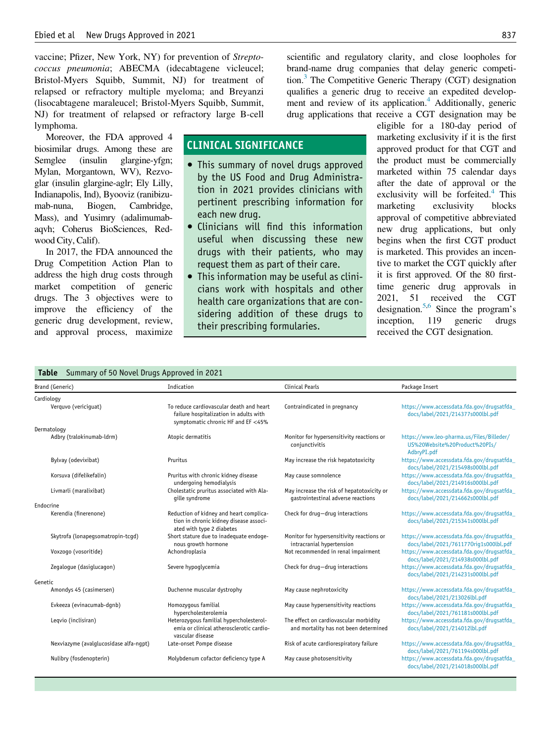vaccine; Pfizer, New York, NY) for prevention of *Streptococcus pneumonia*; ABECMA (idecabtagene vicleucel; Bristol-Myers Squibb, Summit, NJ) for treatment of relapsed or refractory multiple myeloma; and Breyanzi (lisocabtagene maraleucel; Bristol-Myers Squibb, Summit, NJ) for treatment of relapsed or refractory large B-cell lymphoma.

Moreover, the FDA approved 4 biosimilar drugs. Among these are Semglee (insulin glargine-yfgn; Mylan, Morgantown, WV), Rezvoglar (insulin glargine-aglr; Ely Lilly, Indianapolis, Ind), Byooviz (ranibizumab-nuna, Biogen, Cambridge, Mass), and Yusimry (adalimumab-aqvh; Coherus BioSciences, Redwood City, Calif).

In 2017, the FDA announced the Drug Competition Action Plan to address the high drug costs through market competition of generic drugs. The 3 objectives were to improve the efficiency of the generic drug development, review, and approval process, maximize scientific and regulatory clarity, and close loopholes for brand-name drug companies that delay generic competition.[3] The Competitive Generic Therapy (CGT) designation qualifies a generic drug to receive an expedited development and review of its application.[4] Additionally, generic drug applications that receive a CGT designation may be eligible for a 180-day period of marketing exclusivity if it is the first approved product for that CGT and the product must be commercially marketed within 75 calendar days after the date of approval or the exclusivity will be forfeited.[4] This marketing exclusivity blocks approval of competitive abbreviated new drug applications, but only begins when the first CGT product is marketed. This provides an incentive to market the CGT quickly after it is first approved. Of the 80 first-time generic drug approvals in 2021, 51 received the CGT designation.[5,6] Since the program's inception, 119 generic drugs received the CGT designation.

## CLINICAL SIGNIFICANCE

- This summary of novel drugs approved by the US Food and Drug Administration in 2021 provides clinicians with pertinent prescribing information for each new drug.
- Clinicians will find this information useful when discussing these new drugs with their patients, who may request them as part of their care.
- This information may be useful as clinicians work with hospitals and other health care organizations that are considering addition of these drugs to their prescribing formularies.

**Table** Summary of 50 Novel Drugs Approved in 2021

| Brand (Generic) | Indication | Clinical Pearls | Package Insert |
|---|---|---|---|
| Cardiology | | | |
| Verquvo (vericiguat) | To reduce cardiovascular death and heart failure hospitalization in adults with symptomatic chronic HF and EF <45% | Contraindicated in pregnancy | https://www.accessdata.fda.gov/drugsatfda_docs/label/2021/214377s000lbl.pdf |
| Dermatology | | | |
| Adbry (tralokinumab-ldrm) | Atopic dermatitis | Monitor for hypersensitivity reactions or conjunctivitis | https://www.leo-pharma.us/Files/Billeder/US%20Website%20Product%20PIs/AdbryPI.pdf |
| Bylvay (odevixibat) | Pruritus | May increase the risk hepatotoxicity | https://www.accessdata.fda.gov/drugsatfda_docs/label/2021/215498s000lbl.pdf |
| Korsuva (difelikefalin) | Pruritus with chronic kidney disease undergoing hemodialysis | May cause somnolence | https://www.accessdata.fda.gov/drugsatfda_docs/label/2021/214916s000lbl.pdf |
| Livmarli (maralixibat) | Cholestatic pruritus associated with Alagille syndrome | May increase the risk of hepatotoxicity or gastrointestinal adverse reactions | https://www.accessdata.fda.gov/drugsatfda_docs/label/2021/214662s000lbl.pdf |
| Endocrine | | | |
| Kerendia (finerenone) | Reduction of kidney and heart complication in chronic kidney disease associated with type 2 diabetes | Check for drug–drug interactions | https://www.accessdata.fda.gov/drugsatfda_docs/label/2021/215341s000lbl.pdf |
| Skytrofa (lonapegsomatropin-tcgd) | Short stature due to inadequate endogenous growth hormone | Monitor for hypersensitivity reactions or intracranial hypertension | https://www.accessdata.fda.gov/drugsatfda_docs/label/2021/761177Orig1s000lbl.pdf |
| Voxzogo (vosoritide) | Achondroplasia | Not recommended in renal impairment | https://www.accessdata.fda.gov/drugsatfda_docs/label/2021/214938s000lbl.pdf |
| Zegalogue (dasiglucagon) | Severe hypoglycemia | Check for drug–drug interactions | https://www.accessdata.fda.gov/drugsatfda_docs/label/2021/214231s000lbl.pdf |
| Genetic | | | |
| Amondys 45 (casimersen) | Duchenne muscular dystrophy | May cause nephrotoxicity | https://www.accessdata.fda.gov/drugsatfda_docs/label/2021/213026lbl.pdf |
| Evkeeza (evinacumab-dgnb) | Homozygous familial hypercholesterolemia | May cause hypersensitivity reactions | https://www.accessdata.fda.gov/drugsatfda_docs/label/2021/761181s000lbl.pdf |
| Leqvio (inclisiran) | Heterozygous familial hypercholesterolemia or clinical atherosclerotic cardiovascular disease | The effect on cardiovascular morbidity and mortality has not been determined | https://www.accessdata.fda.gov/drugsatfda_docs/label/2021/214012lbl.pdf |
| Nexviazyme (avalglucosidase alfa-ngpt) | Late-onset Pompe disease | Risk of acute cardiorespiratory failure | https://www.accessdata.fda.gov/drugsatfda_docs/label/2021/761194s000lbl.pdf |
| Nulibry (fosdenopterin) | Molybdenum cofactor deficiency type A | May cause photosensitivity | https://www.accessdata.fda.gov/drugsatfda_docs/label/2021/214018s000lbl.pdf |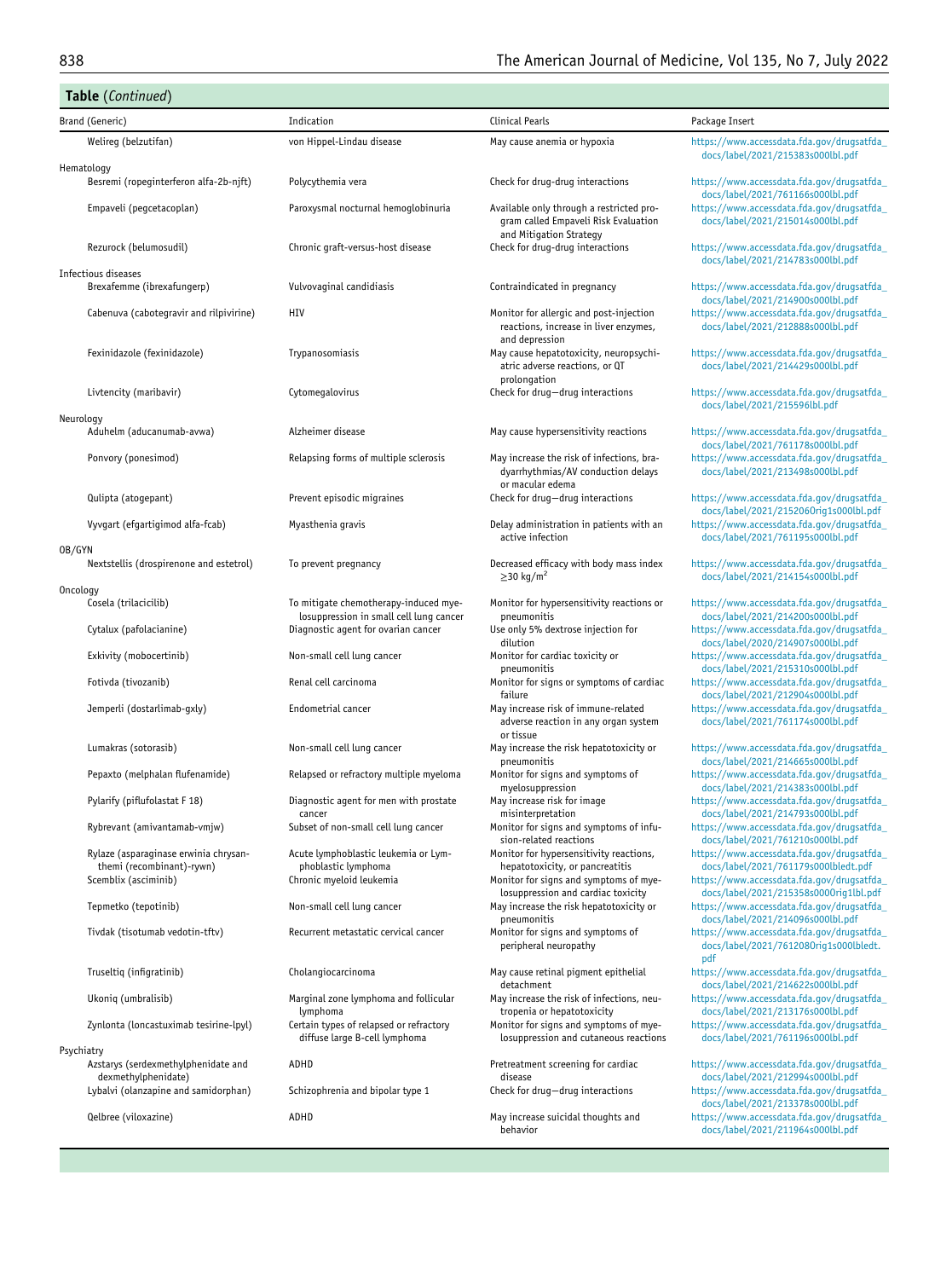**Table** (*Continued*)

| Brand (Generic) | Indication | Clinical Pearls | Package Insert |
|---|---|---|---|
| Welireg (belzutifan) | von Hippel-Lindau disease | May cause anemia or hypoxia | https://www.accessdata.fda.gov/drugsatfda_docs/label/2021/215383s000lbl.pdf |
| Hematology | | | |
| Besremi (ropeginterferon alfa-2b-njft) | Polycythemia vera | Check for drug-drug interactions | https://www.accessdata.fda.gov/drugsatfda_docs/label/2021/761166s000lbl.pdf |
| Empaveli (pegcetacoplan) | Paroxysmal nocturnal hemoglobinuria | Available only through a restricted program called Empaveli Risk Evaluation and Mitigation Strategy | https://www.accessdata.fda.gov/drugsatfda_docs/label/2021/215014s000lbl.pdf |
| Rezurock (belumosudil) | Chronic graft-versus-host disease | Check for drug-drug interactions | https://www.accessdata.fda.gov/drugsatfda_docs/label/2021/214783s000lbl.pdf |
| Infectious diseases | | | |
| Brexafemme (ibrexafungerp) | Vulvovaginal candidiasis | Contraindicated in pregnancy | https://www.accessdata.fda.gov/drugsatfda_docs/label/2021/214900s000lbl.pdf |
| Cabenuva (cabotegravir and rilpivirine) | HIV | Monitor for allergic and post-injection reactions, increase in liver enzymes, and depression | https://www.accessdata.fda.gov/drugsatfda_docs/label/2021/212888s000lbl.pdf |
| Fexinidazole (fexinidazole) | Trypanosomiasis | May cause hepatotoxicity, neuropsychiatric adverse reactions, or QT prolongation | https://www.accessdata.fda.gov/drugsatfda_docs/label/2021/214429s000lbl.pdf |
| Livtencity (maribavir) | Cytomegalovirus | Check for drug—drug interactions | https://www.accessdata.fda.gov/drugsatfda_docs/label/2021/215596lbl.pdf |
| Neurology | | | |
| Aduhelm (aducanumab-avwa) | Alzheimer disease | May cause hypersensitivity reactions | https://www.accessdata.fda.gov/drugsatfda_docs/label/2021/761178s000lbl.pdf |
| Ponvory (ponesimod) | Relapsing forms of multiple sclerosis | May increase the risk of infections, bradyarrhythmias/AV conduction delays or macular edema | https://www.accessdata.fda.gov/drugsatfda_docs/label/2021/213498s000lbl.pdf |
| Qulipta (atogepant) | Prevent episodic migraines | Check for drug—drug interactions | https://www.accessdata.fda.gov/drugsatfda_docs/label/2021/215206Orig1s000lbl.pdf |
| Vyvgart (efgartigimod alfa-fcab) | Myasthenia gravis | Delay administration in patients with an active infection | https://www.accessdata.fda.gov/drugsatfda_docs/label/2021/761195s000lbl.pdf |
| OB/GYN | | | |
| Nextstellis (drospirenone and estetrol) | To prevent pregnancy | Decreased efficacy with body mass index $\geq 30$ kg/m$^2$ | https://www.accessdata.fda.gov/drugsatfda_docs/label/2021/214154s000lbl.pdf |
| Oncology | | | |
| Cosela (trilaciclib) | To mitigate chemotherapy-induced myelosuppression in small cell lung cancer | Monitor for hypersensitivity reactions or pneumonitis | https://www.accessdata.fda.gov/drugsatfda_docs/label/2021/214200s000lbl.pdf |
| Cytalux (pafolacianine) | Diagnostic agent for ovarian cancer | Use only 5% dextrose injection for dilution | https://www.accessdata.fda.gov/drugsatfda_docs/label/2020/214907s000lbl.pdf |
| Exkivity (mobocertinib) | Non-small cell lung cancer | Monitor for cardiac toxicity or pneumonitis | https://www.accessdata.fda.gov/drugsatfda_docs/label/2021/215310s000lbl.pdf |
| Fotivda (tivozanib) | Renal cell carcinoma | Monitor for signs or symptoms of cardiac failure | https://www.accessdata.fda.gov/drugsatfda_docs/label/2021/212904s000lbl.pdf |
| Jemperli (dostarlimab-gxly) | Endometrial cancer | May increase risk of immune-related adverse reaction in any organ system or tissue | https://www.accessdata.fda.gov/drugsatfda_docs/label/2021/761174s000lbl.pdf |
| Lumakras (sotorasib) | Non-small cell lung cancer | May increase the risk hepatotoxicity or pneumonitis | https://www.accessdata.fda.gov/drugsatfda_docs/label/2021/214665s000lbl.pdf |
| Pepaxto (melphalan flufenamide) | Relapsed or refractory multiple myeloma | Monitor for signs and symptoms of myelosuppression | https://www.accessdata.fda.gov/drugsatfda_docs/label/2021/214383s000lbl.pdf |
| Pylarify (piflufolastat F 18) | Diagnostic agent for men with prostate cancer | May increase risk for image misinterpretation | https://www.accessdata.fda.gov/drugsatfda_docs/label/2021/214793s000lbl.pdf |
| Rybrevant (amivantamab-vmjw) | Subset of non-small cell lung cancer | Monitor for signs and symptoms of infusion-related reactions | https://www.accessdata.fda.gov/drugsatfda_docs/label/2021/761210s000lbl.pdf |
| Rylaze (asparaginase erwinia chrysanthemi (recombinant)-rywn) | Acute lymphoblastic leukemia or Lymphoblastic lymphoma | Monitor for hypersensitivity reactions, hepatotoxicity, or pancreatitis | https://www.accessdata.fda.gov/drugsatfda_docs/label/2021/761179s000lbledt.pdf |
| Scemblix (asciminib) | Chronic myeloid leukemia | Monitor for signs and symptoms of myelosuppression and cardiac toxicity | https://www.accessdata.fda.gov/drugsatfda_docs/label/2021/215358s000Orig1lbl.pdf |
| Tepmetko (tepotinib) | Non-small cell lung cancer | May increase the risk hepatotoxicity or pneumonitis | https://www.accessdata.fda.gov/drugsatfda_docs/label/2021/214096s000lbl.pdf |
| Tivdak (tisotumab vedotin-tftv) | Recurrent metastatic cervical cancer | Monitor for signs and symptoms of peripheral neuropathy | https://www.accessdata.fda.gov/drugsatfda_docs/label/2021/761208Orig1s000lbledt.pdf |
| Truseltiq (infigratinib) | Cholangiocarcinoma | May cause retinal pigment epithelial detachment | https://www.accessdata.fda.gov/drugsatfda_docs/label/2021/214622s000lbl.pdf |
| Ukoniq (umbralisib) | Marginal zone lymphoma and follicular lymphoma | May increase the risk of infections, neutropenia or hepatotoxicity | https://www.accessdata.fda.gov/drugsatfda_docs/label/2021/213176s000lbl.pdf |
| Zynlonta (loncastuximab tesirine-lpyl) | Certain types of relapsed or refractory diffuse large B-cell lymphoma | Monitor for signs and symptoms of myelosuppression and cutaneous reactions | https://www.accessdata.fda.gov/drugsatfda_docs/label/2021/761196s000lbl.pdf |
| Psychiatry | | | |
| Azstarys (serdexmethylphenidate and dexmethylphenidate) | ADHD | Pretreatment screening for cardiac disease | https://www.accessdata.fda.gov/drugsatfda_docs/label/2021/212994s000lbl.pdf |
| Lybalvi (olanzapine and samidorphan) | Schizophrenia and bipolar type 1 | Check for drug—drug interactions | https://www.accessdata.fda.gov/drugsatfda_docs/label/2021/213378s000lbl.pdf |
| Qelbree (viloxazine) | ADHD | May increase suicidal thoughts and behavior | https://www.accessdata.fda.gov/drugsatfda_docs/label/2021/211964s000lbl.pdf |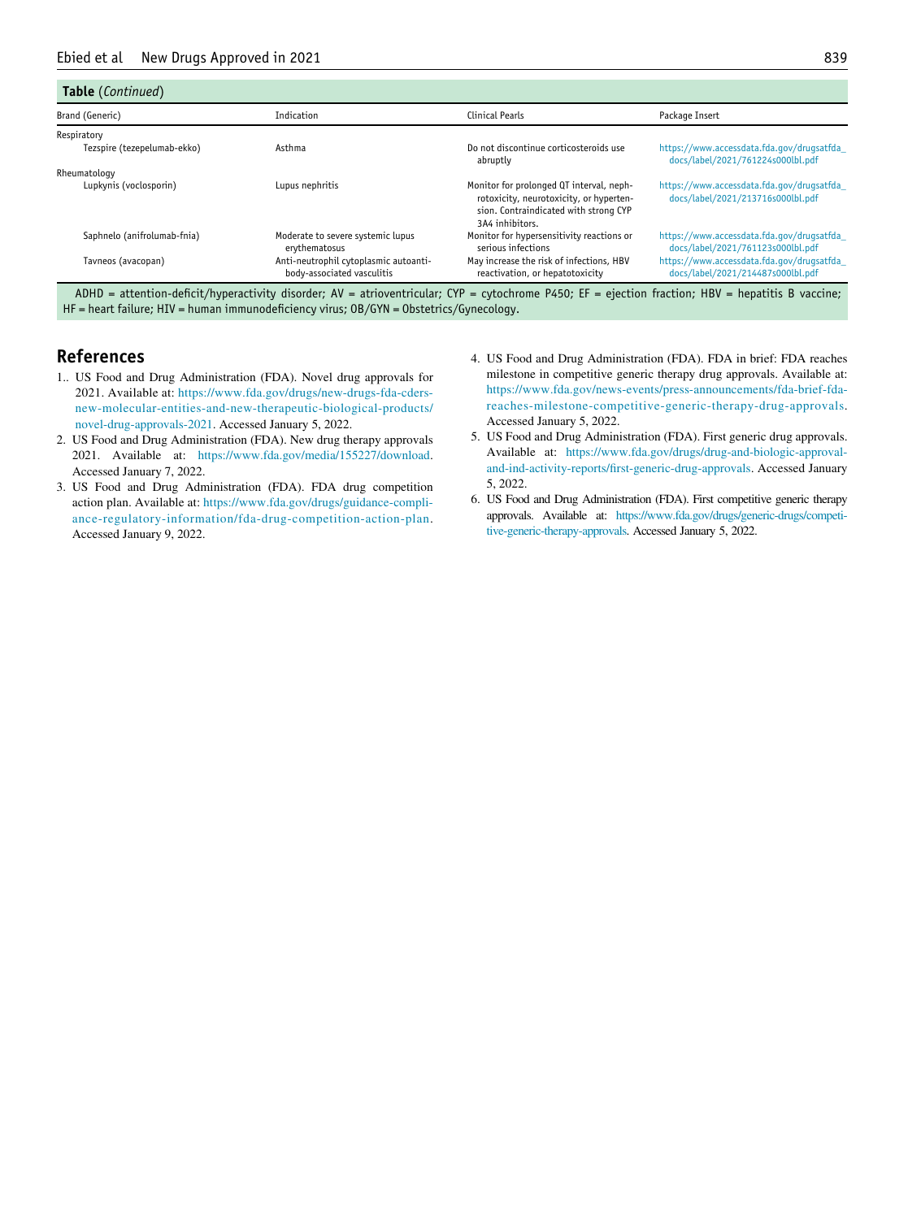**Table** (*Continued*)

| Brand (Generic) | Indication | Clinical Pearls | Package Insert |
|---|---|---|---|
| Respiratory | | | |
| Tezspire (tezepelumab-ekko) | Asthma | Do not discontinue corticosteroids use abruptly | https://www.accessdata.fda.gov/drugsatfda_docs/label/2021/761224s000lbl.pdf |
| Rheumatology | | | |
| Lupkynis (voclosporin) | Lupus nephritis | Monitor for prolonged QT interval, nephrotoxicity, neurotoxicity, or hypertension. Contraindicated with strong CYP 3A4 inhibitors. | https://www.accessdata.fda.gov/drugsatfda_docs/label/2021/213716s000lbl.pdf |
| Saphnelo (anifrolumab-fnia) | Moderate to severe systemic lupus erythematosus | Monitor for hypersensitivity reactions or serious infections | https://www.accessdata.fda.gov/drugsatfda_docs/label/2021/761123s000lbl.pdf |
| Tavneos (avacopan) | Anti-neutrophil cytoplasmic autoantibody-associated vasculitis | May increase the risk of infections, HBV reactivation, or hepatotoxicity | https://www.accessdata.fda.gov/drugsatfda_docs/label/2021/214487s000lbl.pdf |

ADHD = attention-deficit/hyperactivity disorder; AV = atrioventricular; CYP = cytochrome P450; EF = ejection fraction; HBV = hepatitis B vaccine; HF = heart failure; HIV = human immunodeficiency virus; OB/GYN = Obstetrics/Gynecology.

## References

1.. US Food and Drug Administration (FDA). Novel drug approvals for 2021. Available at: https://www.fda.gov/drugs/new-drugs-fda-cders-new-molecular-entities-and-new-therapeutic-biological-products/novel-drug-approvals-2021. Accessed January 5, 2022.
2. US Food and Drug Administration (FDA). New drug therapy approvals 2021. Available at: https://www.fda.gov/media/155227/download. Accessed January 7, 2022.
3. US Food and Drug Administration (FDA). FDA drug competition action plan. Available at: https://www.fda.gov/drugs/guidance-compliance-regulatory-information/fda-drug-competition-action-plan. Accessed January 9, 2022.
4. US Food and Drug Administration (FDA). FDA in brief: FDA reaches milestone in competitive generic therapy drug approvals. Available at: https://www.fda.gov/news-events/press-announcements/fda-brief-fda-reaches-milestone-competitive-generic-therapy-drug-approvals. Accessed January 5, 2022.
5. US Food and Drug Administration (FDA). First generic drug approvals. Available at: https://www.fda.gov/drugs/drug-and-biologic-approval-and-ind-activity-reports/first-generic-drug-approvals. Accessed January 5, 2022.
6. US Food and Drug Administration (FDA). First competitive generic therapy approvals. Available at: https://www.fda.gov/drugs/generic-drugs/competitive-generic-therapy-approvals. Accessed January 5, 2022.